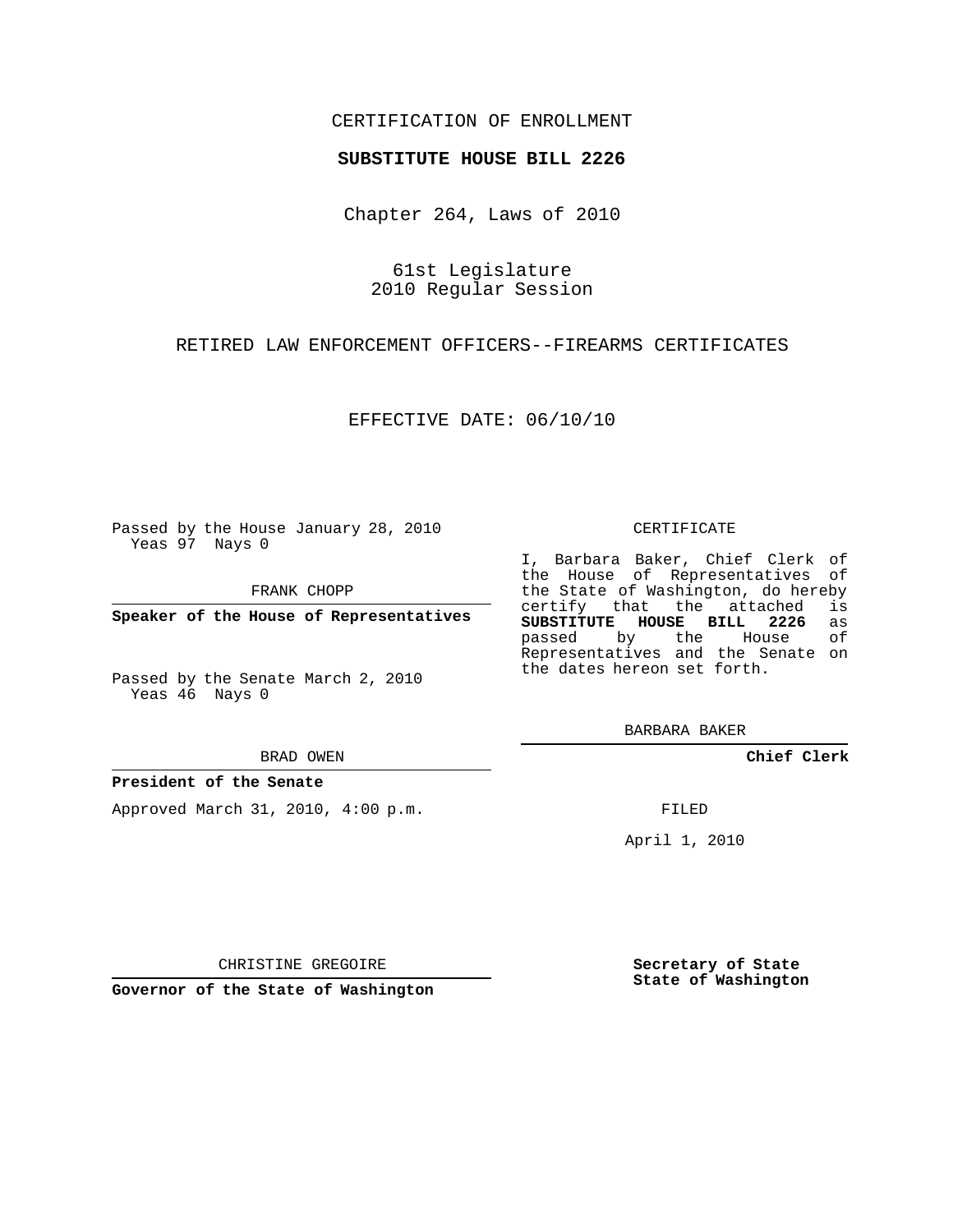CERTIFICATION OF ENROLLMENT

**SUBSTITUTE HOUSE BILL 2226**

Chapter 264, Laws of 2010

61st Legislature
2010 Regular Session

RETIRED LAW ENFORCEMENT OFFICERS--FIREARMS CERTIFICATES

EFFECTIVE DATE: 06/10/10

Passed by the House January 28, 2010
Yeas 97 Nays 0

FRANK CHOPP

**Speaker of the House of Representatives**

Passed by the Senate March 2, 2010
Yeas 46 Nays 0

BRAD OWEN

**President of the Senate**

Approved March 31, 2010, 4:00 p.m.

CHRISTINE GREGOIRE

**Governor of the State of Washington**

CERTIFICATE

I, Barbara Baker, Chief Clerk of the House of Representatives of the State of Washington, do hereby certify that the attached is **SUBSTITUTE HOUSE BILL 2226** as passed by the House of Representatives and the Senate on the dates hereon set forth.

BARBARA BAKER

**Chief Clerk**

FILED

April 1, 2010

**Secretary of State**
**State of Washington**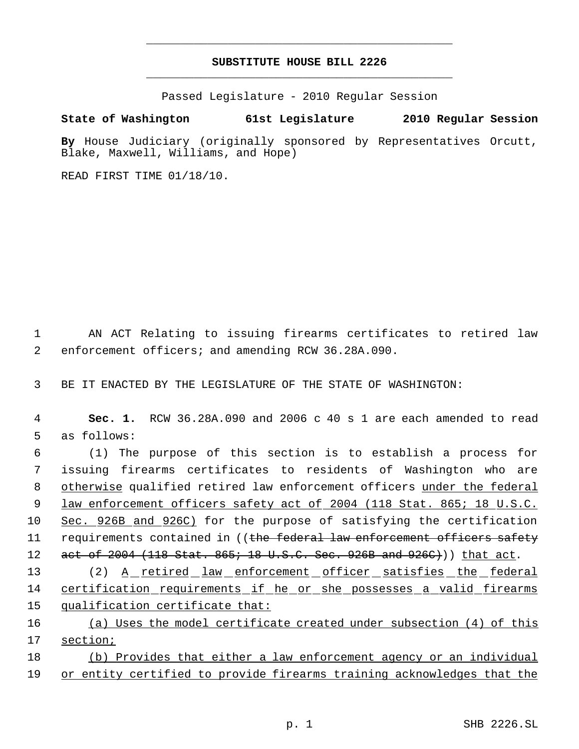# SUBSTITUTE HOUSE BILL 2226

Passed Legislature - 2010 Regular Session

**State of Washington 61st Legislature 2010 Regular Session**

**By** House Judiciary (originally sponsored by Representatives Orcutt, Blake, Maxwell, Williams, and Hope)

READ FIRST TIME 01/18/10.

AN ACT Relating to issuing firearms certificates to retired law enforcement officers; and amending RCW 36.28A.090.

BE IT ENACTED BY THE LEGISLATURE OF THE STATE OF WASHINGTON:

**Sec. 1.** RCW 36.28A.090 and 2006 c 40 s 1 are each amended to read as follows:

(1) The purpose of this section is to establish a process for issuing firearms certificates to residents of Washington who are otherwise qualified retired law enforcement officers under the federal law enforcement officers safety act of 2004 (118 Stat. 865; 18 U.S.C. Sec. 926B and 926C) for the purpose of satisfying the certification requirements contained in ((the federal law enforcement officers safety act of 2004 (118 Stat. 865; 18 U.S.C. Sec. 926B and 926C))) that act.

(2) A retired law enforcement officer satisfies the federal certification requirements if he or she possesses a valid firearms qualification certificate that:

(a) Uses the model certificate created under subsection (4) of this section;

(b) Provides that either a law enforcement agency or an individual or entity certified to provide firearms training acknowledges that the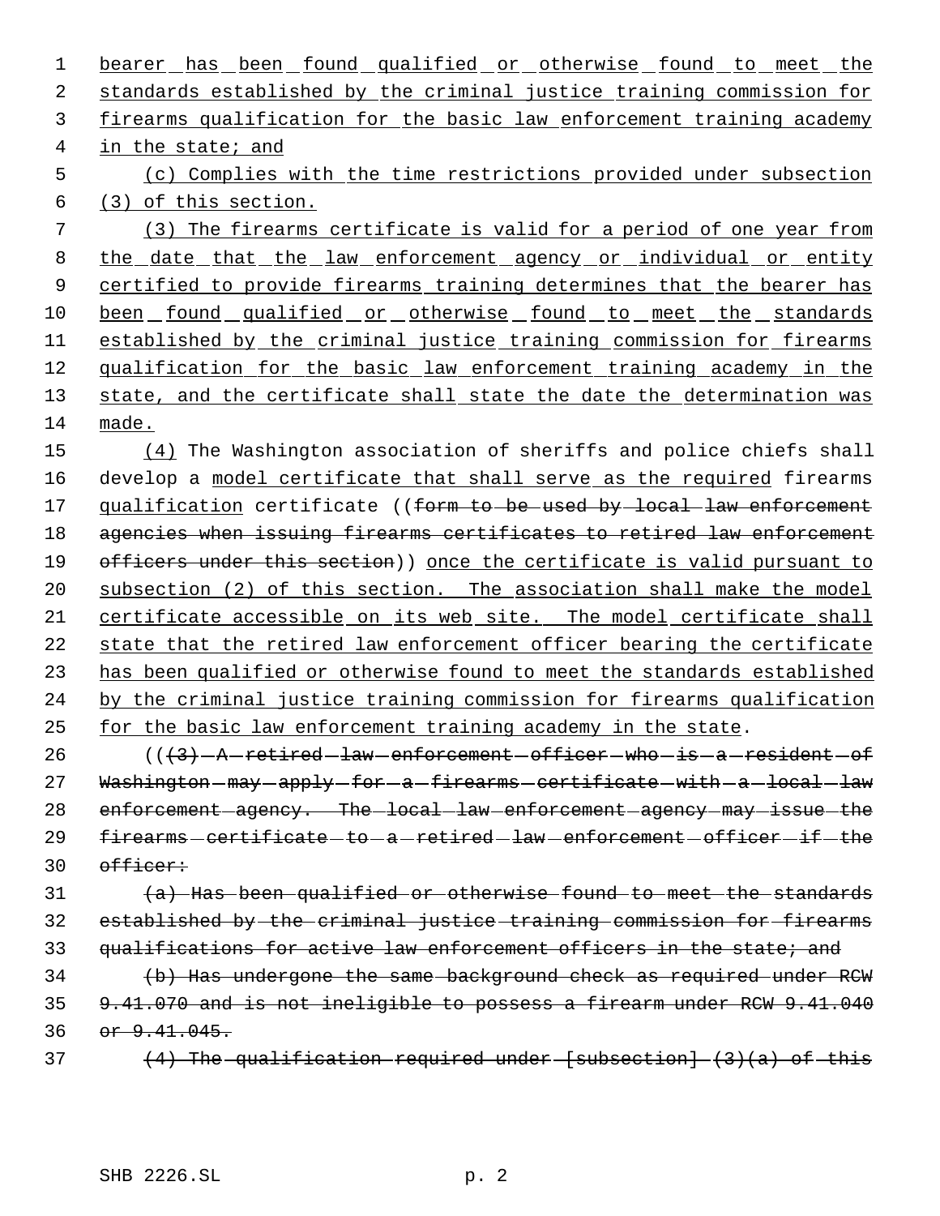bearer has been found qualified or otherwise found to meet the standards established by the criminal justice training commission for firearms qualification for the basic law enforcement training academy in the state; and

(c) Complies with the time restrictions provided under subsection (3) of this section.

(3) The firearms certificate is valid for a period of one year from the date that the law enforcement agency or individual or entity certified to provide firearms training determines that the bearer has been found qualified or otherwise found to meet the standards established by the criminal justice training commission for firearms qualification for the basic law enforcement training academy in the state, and the certificate shall state the date the determination was made.

(4) The Washington association of sheriffs and police chiefs shall develop a model certificate that shall serve as the required firearms qualification certificate ((~~form to be used by local law enforcement agencies when issuing firearms certificates to retired law enforcement officers under this section~~)) once the certificate is valid pursuant to subsection (2) of this section. The association shall make the model certificate accessible on its web site. The model certificate shall state that the retired law enforcement officer bearing the certificate has been qualified or otherwise found to meet the standards established by the criminal justice training commission for firearms qualification for the basic law enforcement training academy in the state.

((~~(3) A retired law enforcement officer who is a resident of Washington may apply for a firearms certificate with a local law enforcement agency. The local law enforcement agency may issue the firearms certificate to a retired law enforcement officer if the officer:~~

~~(a) Has been qualified or otherwise found to meet the standards established by the criminal justice training commission for firearms qualifications for active law enforcement officers in the state; and~~

~~(b) Has undergone the same background check as required under RCW 9.41.070 and is not ineligible to possess a firearm under RCW 9.41.040 or 9.41.045.~~

~~(4) The qualification required under [subsection] (3)(a) of this~~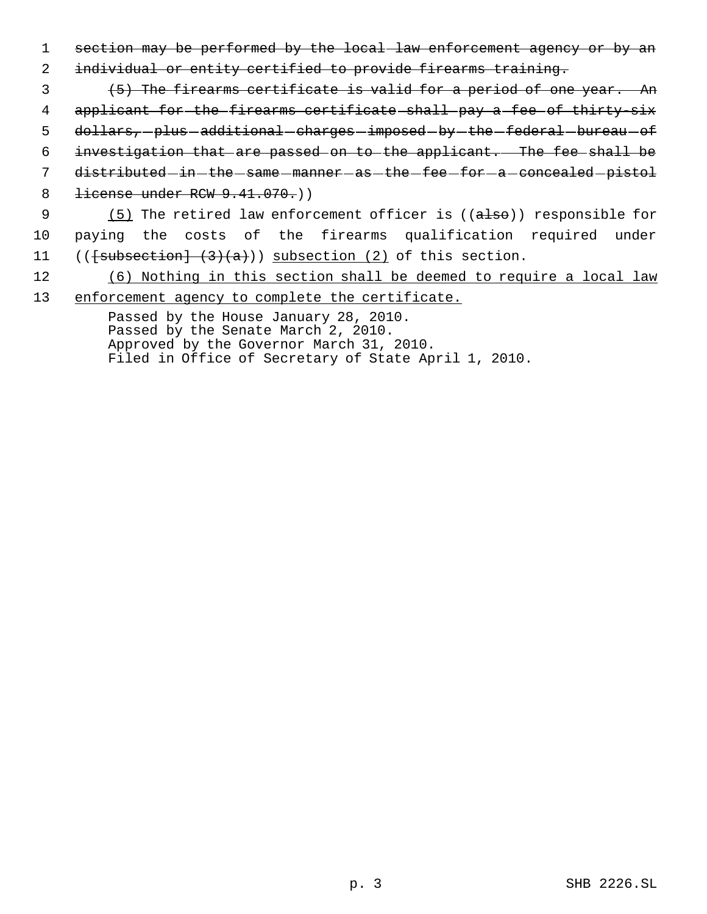~~section may be performed by the local law enforcement agency or by an individual or entity certified to provide firearms training.~~

~~(5) The firearms certificate is valid for a period of one year. An applicant for the firearms certificate shall pay a fee of thirty-six dollars, plus additional charges imposed by the federal bureau of investigation that are passed on to the applicant. The fee shall be distributed in the same manner as the fee for a concealed pistol license under RCW 9.41.070.~~))

<u>(5)</u> The retired law enforcement officer is ((~~also~~)) responsible for paying the costs of the firearms qualification required under ((~~[subsection] (3)(a)~~)) <u>subsection (2)</u> of this section.

<u>(6) Nothing in this section shall be deemed to require a local law enforcement agency to complete the certificate.</u>

Passed by the House January 28, 2010.
Passed by the Senate March 2, 2010.
Approved by the Governor March 31, 2010.
Filed in Office of Secretary of State April 1, 2010.